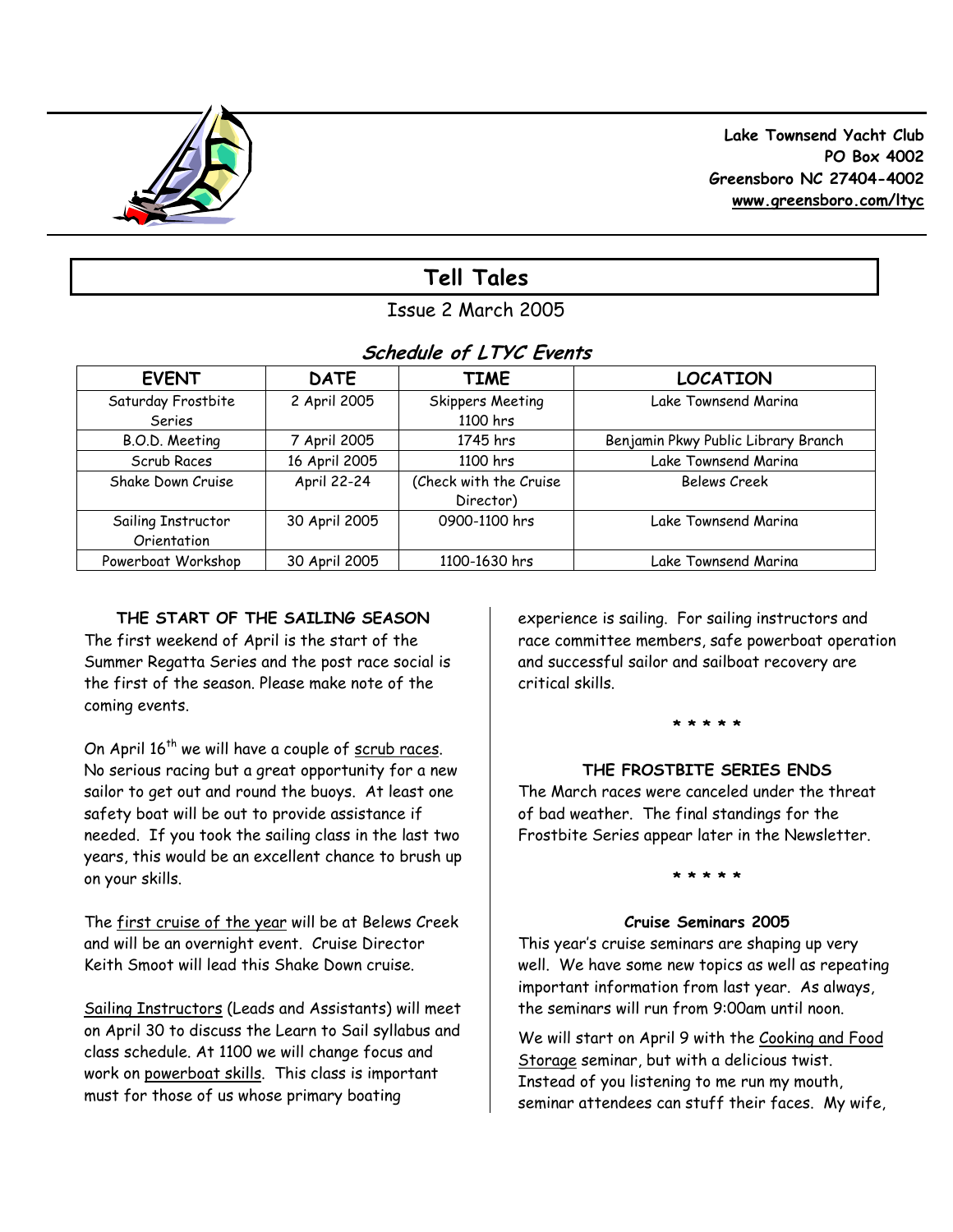**Lake Townsend Yacht Club**
**PO Box 4002**
**Greensboro NC 27404-4002**
**www.greensboro.com/ltyc**

# Tell Tales

Issue 2 March 2005

## *Schedule of LTYC Events*

| EVENT | DATE | TIME | LOCATION |
| --- | --- | --- | --- |
| Saturday Frostbite Series | 2 April 2005 | Skippers Meeting 1100 hrs | Lake Townsend Marina |
| B.O.D. Meeting | 7 April 2005 | 1745 hrs | Benjamin Pkwy Public Library Branch |
| Scrub Races | 16 April 2005 | 1100 hrs | Lake Townsend Marina |
| Shake Down Cruise | April 22-24 | (Check with the Cruise Director) | Belews Creek |
| Sailing Instructor Orientation | 30 April 2005 | 0900-1100 hrs | Lake Townsend Marina |
| Powerboat Workshop | 30 April 2005 | 1100-1630 hrs | Lake Townsend Marina |

### THE START OF THE SAILING SEASON

The first weekend of April is the start of the Summer Regatta Series and the post race social is the first of the season. Please make note of the coming events.

On April 16th we will have a couple of scrub races. No serious racing but a great opportunity for a new sailor to get out and round the buoys. At least one safety boat will be out to provide assistance if needed. If you took the sailing class in the last two years, this would be an excellent chance to brush up on your skills.

The first cruise of the year will be at Belews Creek and will be an overnight event. Cruise Director Keith Smoot will lead this Shake Down cruise.

Sailing Instructors (Leads and Assistants) will meet on April 30 to discuss the Learn to Sail syllabus and class schedule. At 1100 we will change focus and work on powerboat skills. This class is important must for those of us whose primary boating experience is sailing. For sailing instructors and race committee members, safe powerboat operation and successful sailor and sailboat recovery are critical skills.

\* \* \* \* \*

### THE FROSTBITE SERIES ENDS

The March races were canceled under the threat of bad weather. The final standings for the Frostbite Series appear later in the Newsletter.

\* \* \* \* \*

### Cruise Seminars 2005

This year's cruise seminars are shaping up very well. We have some new topics as well as repeating important information from last year. As always, the seminars will run from 9:00am until noon.

We will start on April 9 with the Cooking and Food Storage seminar, but with a delicious twist. Instead of you listening to me run my mouth, seminar attendees can stuff their faces. My wife,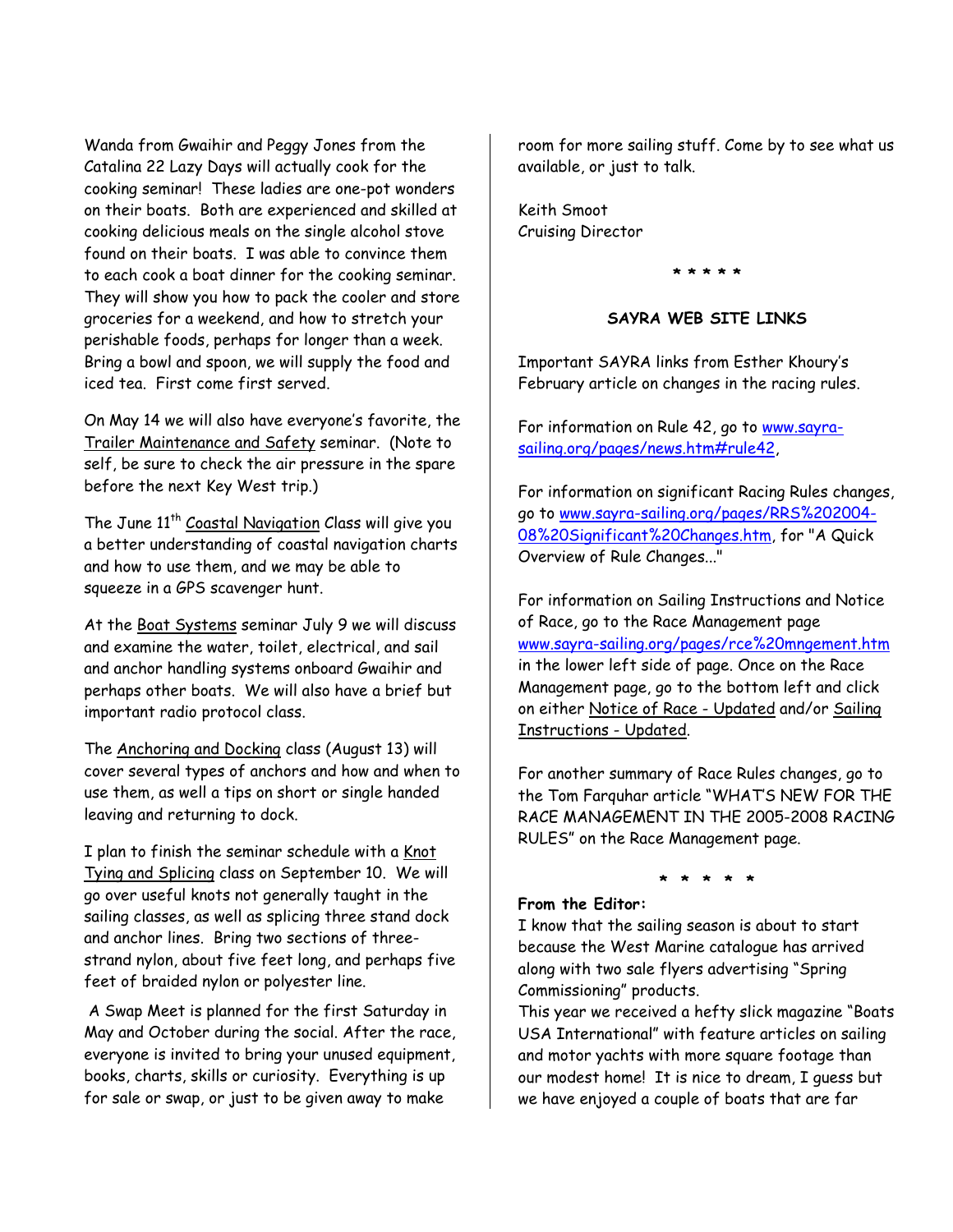Wanda from Gwaihir and Peggy Jones from the Catalina 22 Lazy Days will actually cook for the cooking seminar! These ladies are one-pot wonders on their boats. Both are experienced and skilled at cooking delicious meals on the single alcohol stove found on their boats. I was able to convince them to each cook a boat dinner for the cooking seminar. They will show you how to pack the cooler and store groceries for a weekend, and how to stretch your perishable foods, perhaps for longer than a week. Bring a bowl and spoon, we will supply the food and iced tea. First come first served.

On May 14 we will also have everyone's favorite, the Trailer Maintenance and Safety seminar. (Note to self, be sure to check the air pressure in the spare before the next Key West trip.)

The June 11th Coastal Navigation Class will give you a better understanding of coastal navigation charts and how to use them, and we may be able to squeeze in a GPS scavenger hunt.

At the Boat Systems seminar July 9 we will discuss and examine the water, toilet, electrical, and sail and anchor handling systems onboard Gwaihir and perhaps other boats. We will also have a brief but important radio protocol class.

The Anchoring and Docking class (August 13) will cover several types of anchors and how and when to use them, as well a tips on short or single handed leaving and returning to dock.

I plan to finish the seminar schedule with a Knot Tying and Splicing class on September 10. We will go over useful knots not generally taught in the sailing classes, as well as splicing three stand dock and anchor lines. Bring two sections of three-strand nylon, about five feet long, and perhaps five feet of braided nylon or polyester line.

A Swap Meet is planned for the first Saturday in May and October during the social. After the race, everyone is invited to bring your unused equipment, books, charts, skills or curiosity. Everything is up for sale or swap, or just to be given away to make room for more sailing stuff. Come by to see what us available, or just to talk.

Keith Smoot
Cruising Director

\* \* \* \* \*

**SAYRA WEB SITE LINKS**

Important SAYRA links from Esther Khoury's February article on changes in the racing rules.

For information on Rule 42, go to www.sayra-sailing.org/pages/news.htm#rule42,

For information on significant Racing Rules changes, go to www.sayra-sailing.org/pages/RRS%202004-08%20Significant%20Changes.htm, for "A Quick Overview of Rule Changes..."

For information on Sailing Instructions and Notice of Race, go to the Race Management page www.sayra-sailing.org/pages/rce%20mngement.htm in the lower left side of page. Once on the Race Management page, go to the bottom left and click on either Notice of Race - Updated and/or Sailing Instructions - Updated.

For another summary of Race Rules changes, go to the Tom Farquhar article "WHAT'S NEW FOR THE RACE MANAGEMENT IN THE 2005-2008 RACING RULES" on the Race Management page.

\* \* \* \* \*

**From the Editor:**
I know that the sailing season is about to start because the West Marine catalogue has arrived along with two sale flyers advertising "Spring Commissioning" products.
This year we received a hefty slick magazine "Boats USA International" with feature articles on sailing and motor yachts with more square footage than our modest home! It is nice to dream, I guess but we have enjoyed a couple of boats that are far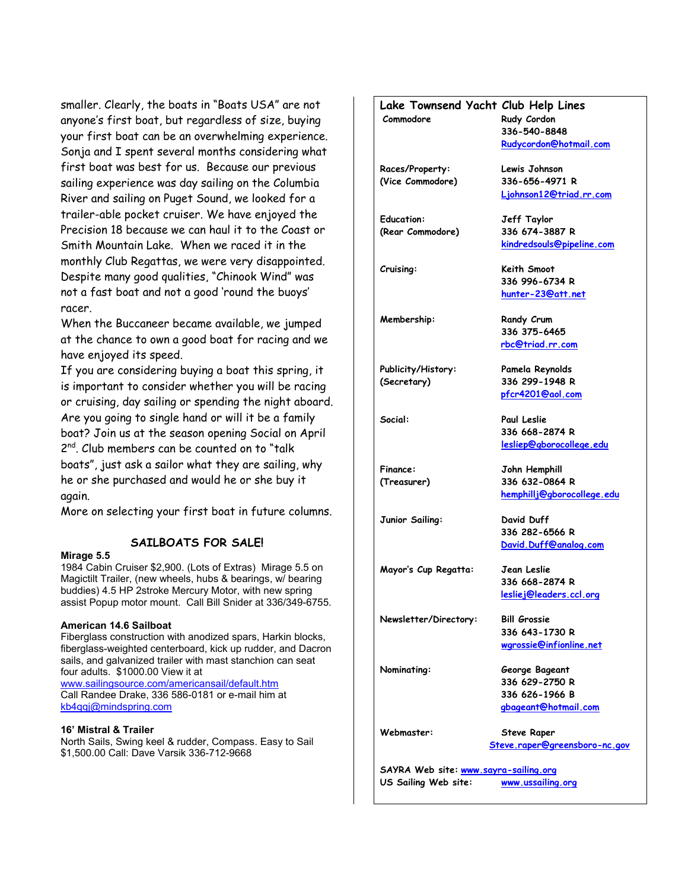smaller. Clearly, the boats in "Boats USA" are not anyone's first boat, but regardless of size, buying your first boat can be an overwhelming experience. Sonja and I spent several months considering what first boat was best for us. Because our previous sailing experience was day sailing on the Columbia River and sailing on Puget Sound, we looked for a trailer-able pocket cruiser. We have enjoyed the Precision 18 because we can haul it to the Coast or Smith Mountain Lake. When we raced it in the monthly Club Regattas, we were very disappointed. Despite many good qualities, "Chinook Wind" was not a fast boat and not a good 'round the buoys' racer.

When the Buccaneer became available, we jumped at the chance to own a good boat for racing and we have enjoyed its speed.

If you are considering buying a boat this spring, it is important to consider whether you will be racing or cruising, day sailing or spending the night aboard. Are you going to single hand or will it be a family boat? Join us at the season opening Social on April 2nd. Club members can be counted on to "talk boats", just ask a sailor what they are sailing, why he or she purchased and would he or she buy it again.

More on selecting your first boat in future columns.

## SAILBOATS FOR SALE!

**Mirage 5.5**
1984 Cabin Cruiser $2,900. (Lots of Extras) Mirage 5.5 on Magictilt Trailer, (new wheels, hubs & bearings, w/ bearing buddies) 4.5 HP 2stroke Mercury Motor, with new spring assist Popup motor mount. Call Bill Snider at 336/349-6755.

**American 14.6 Sailboat**
Fiberglass construction with anodized spars, Harkin blocks, fiberglass-weighted centerboard, kick up rudder, and Dacron sails, and galvanized trailer with mast stanchion can seat four adults. $1000.00 View it at
www.sailingsource.com/americansail/default.htm
Call Randee Drake, 336 586-0181 or e-mail him at
kb4qgj@mindspring.com

**16' Mistral & Trailer**
North Sails, Swing keel & rudder, Compass. Easy to Sail
$1,500.00 Call: Dave Varsik 336-712-9668

## Lake Townsend Yacht Club Help Lines

| | |
|---|---|
| Commodore | Rudy Cordon<br>336-540-8848<br>Rudycordon@hotmail.com |
| Races/Property:<br>(Vice Commodore) | Lewis Johnson<br>336-656-4971 R<br>Ljohnson12@triad.rr.com |
| Education:<br>(Rear Commodore) | Jeff Taylor<br>336 674-3887 R<br>kindredsouls@pipeline.com |
| Cruising: | Keith Smoot<br>336 996-6734 R<br>hunter-23@att.net |
| Membership: | Randy Crum<br>336 375-6465<br>rbc@triad.rr.com |
| Publicity/History:<br>(Secretary) | Pamela Reynolds<br>336 299-1948 R<br>pfcr4201@aol.com |
| Social: | Paul Leslie<br>336 668-2874 R<br>lesliep@gborocollege.edu |
| Finance:<br>(Treasurer) | John Hemphill<br>336 632-0864 R<br>hemphillj@gborocollege.edu |
| Junior Sailing: | David Duff<br>336 282-6566 R<br>David.Duff@analog.com |
| Mayor's Cup Regatta: | Jean Leslie<br>336 668-2874 R<br>lesliej@leaders.ccl.org |
| Newsletter/Directory: | Bill Grossie<br>336 643-1730 R<br>wgrossie@infionline.net |
| Nominating: | George Bageant<br>336 629-2750 R<br>336 626-1966 B<br>gbageant@hotmail.com |
| Webmaster: | Steve Raper<br>Steve.raper@greensboro-nc.gov |

SAYRA Web site: www.sayra-sailing.org
US Sailing Web site: www.ussailing.org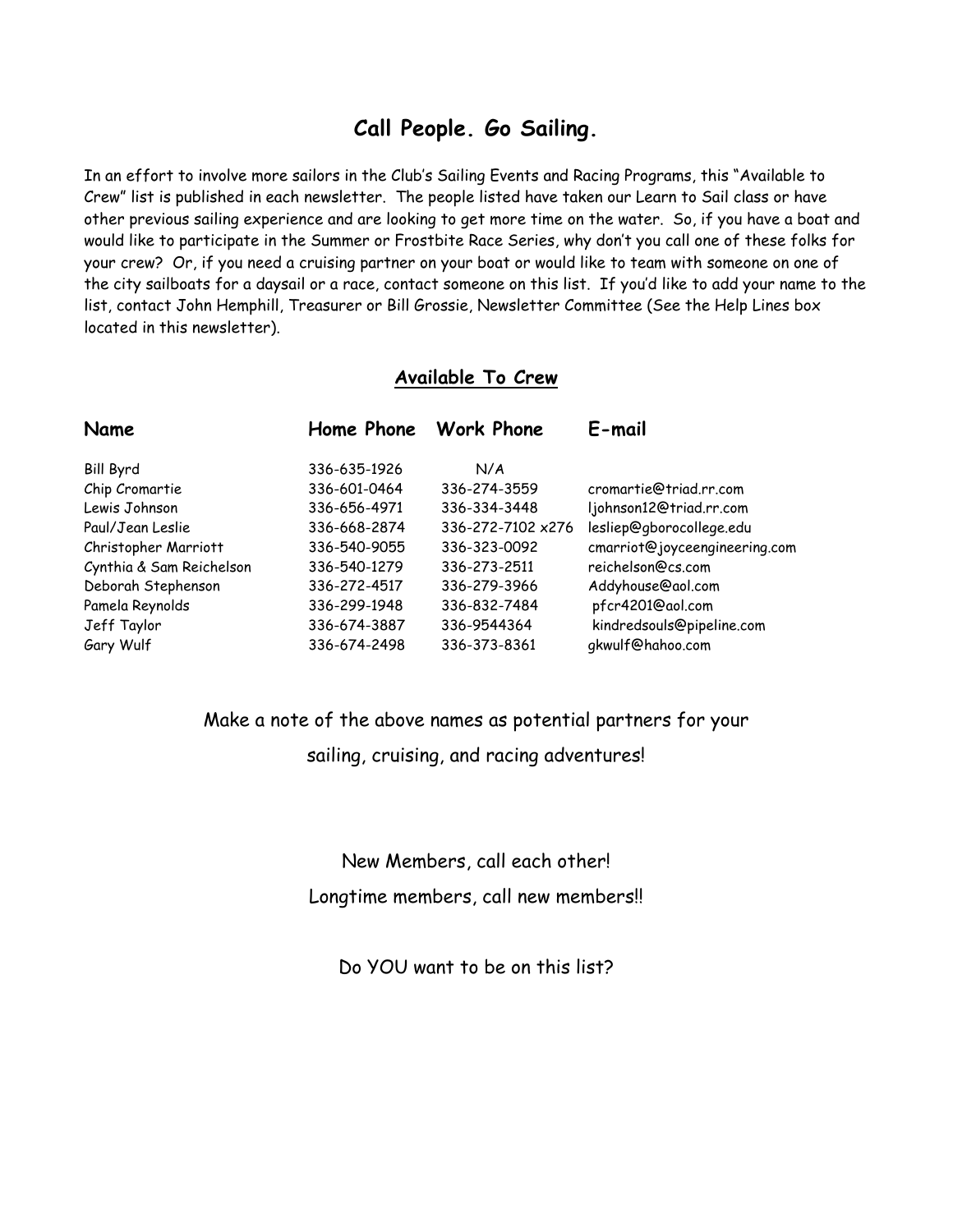## Call People. Go Sailing.

In an effort to involve more sailors in the Club's Sailing Events and Racing Programs, this "Available to Crew" list is published in each newsletter. The people listed have taken our Learn to Sail class or have other previous sailing experience and are looking to get more time on the water. So, if you have a boat and would like to participate in the Summer or Frostbite Race Series, why don't you call one of these folks for your crew? Or, if you need a cruising partner on your boat or would like to team with someone on one of the city sailboats for a daysail or a race, contact someone on this list. If you'd like to add your name to the list, contact John Hemphill, Treasurer or Bill Grossie, Newsletter Committee (See the Help Lines box located in this newsletter).

### Available To Crew

| Name | Home Phone | Work Phone | E-mail |
|---|---|---|---|
| Bill Byrd | 336-635-1926 | N/A | |
| Chip Cromartie | 336-601-0464 | 336-274-3559 | cromartie@triad.rr.com |
| Lewis Johnson | 336-656-4971 | 336-334-3448 | ljohnson12@triad.rr.com |
| Paul/Jean Leslie | 336-668-2874 | 336-272-7102 x276 | lesliep@gborocollege.edu |
| Christopher Marriott | 336-540-9055 | 336-323-0092 | cmarriot@joyceengineering.com |
| Cynthia & Sam Reichelson | 336-540-1279 | 336-273-2511 | reichelson@cs.com |
| Deborah Stephenson | 336-272-4517 | 336-279-3966 | Addyhouse@aol.com |
| Pamela Reynolds | 336-299-1948 | 336-832-7484 | pfcr4201@aol.com |
| Jeff Taylor | 336-674-3887 | 336-9544364 | kindredsouls@pipeline.com |
| Gary Wulf | 336-674-2498 | 336-373-8361 | gkwulf@hahoo.com |

Make a note of the above names as potential partners for your sailing, cruising, and racing adventures!

New Members, call each other!

Longtime members, call new members!!

Do YOU want to be on this list?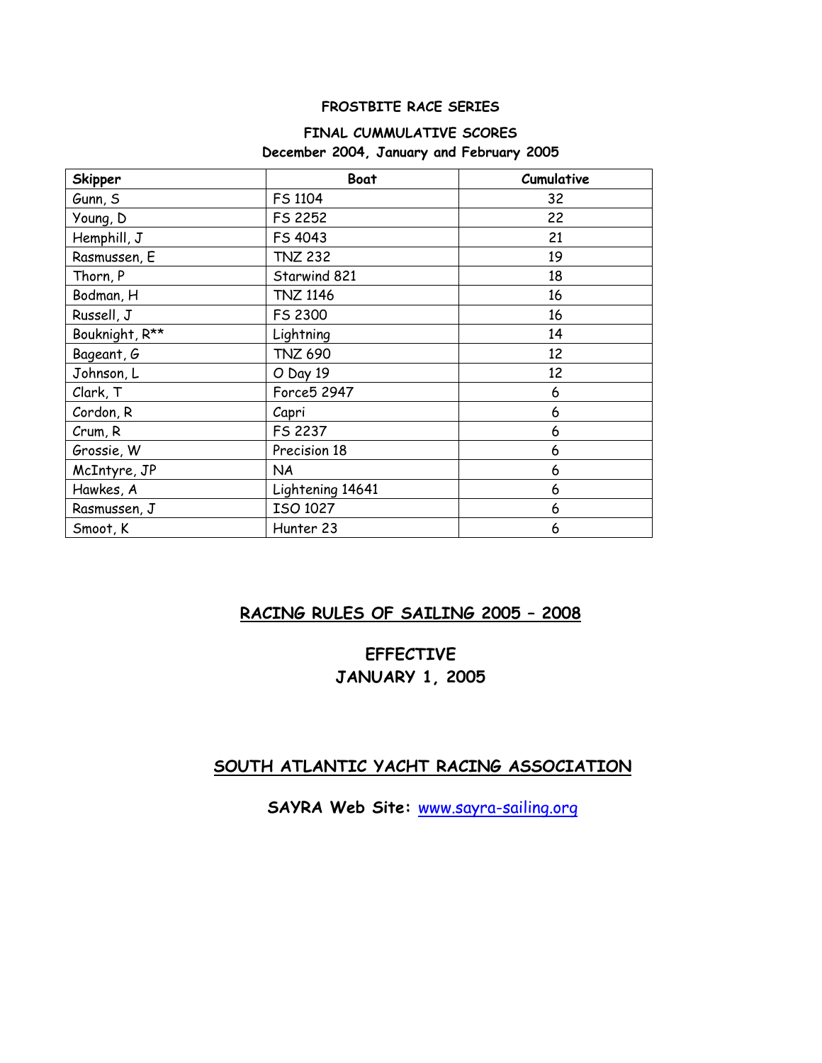**FROSTBITE RACE SERIES**

**FINAL CUMMULATIVE SCORES**

**December 2004, January and February 2005**

| Skipper | Boat | Cumulative |
|---|---|---|
| Gunn, S | FS 1104 | 32 |
| Young, D | FS 2252 | 22 |
| Hemphill, J | FS 4043 | 21 |
| Rasmussen, E | TNZ 232 | 19 |
| Thorn, P | Starwind 821 | 18 |
| Bodman, H | TNZ 1146 | 16 |
| Russell, J | FS 2300 | 16 |
| Bouknight, R** | Lightning | 14 |
| Bageant, G | TNZ 690 | 12 |
| Johnson, L | O Day 19 | 12 |
| Clark, T | Force5 2947 | 6 |
| Cordon, R | Capri | 6 |
| Crum, R | FS 2237 | 6 |
| Grossie, W | Precision 18 | 6 |
| McIntyre, JP | NA | 6 |
| Hawkes, A | Lightening 14641 | 6 |
| Rasmussen, J | ISO 1027 | 6 |
| Smoot, K | Hunter 23 | 6 |

## RACING RULES OF SAILING 2005 – 2008

### EFFECTIVE
### JANUARY 1, 2005

## SOUTH ATLANTIC YACHT RACING ASSOCIATION

**SAYRA Web Site:** www.sayra-sailing.org